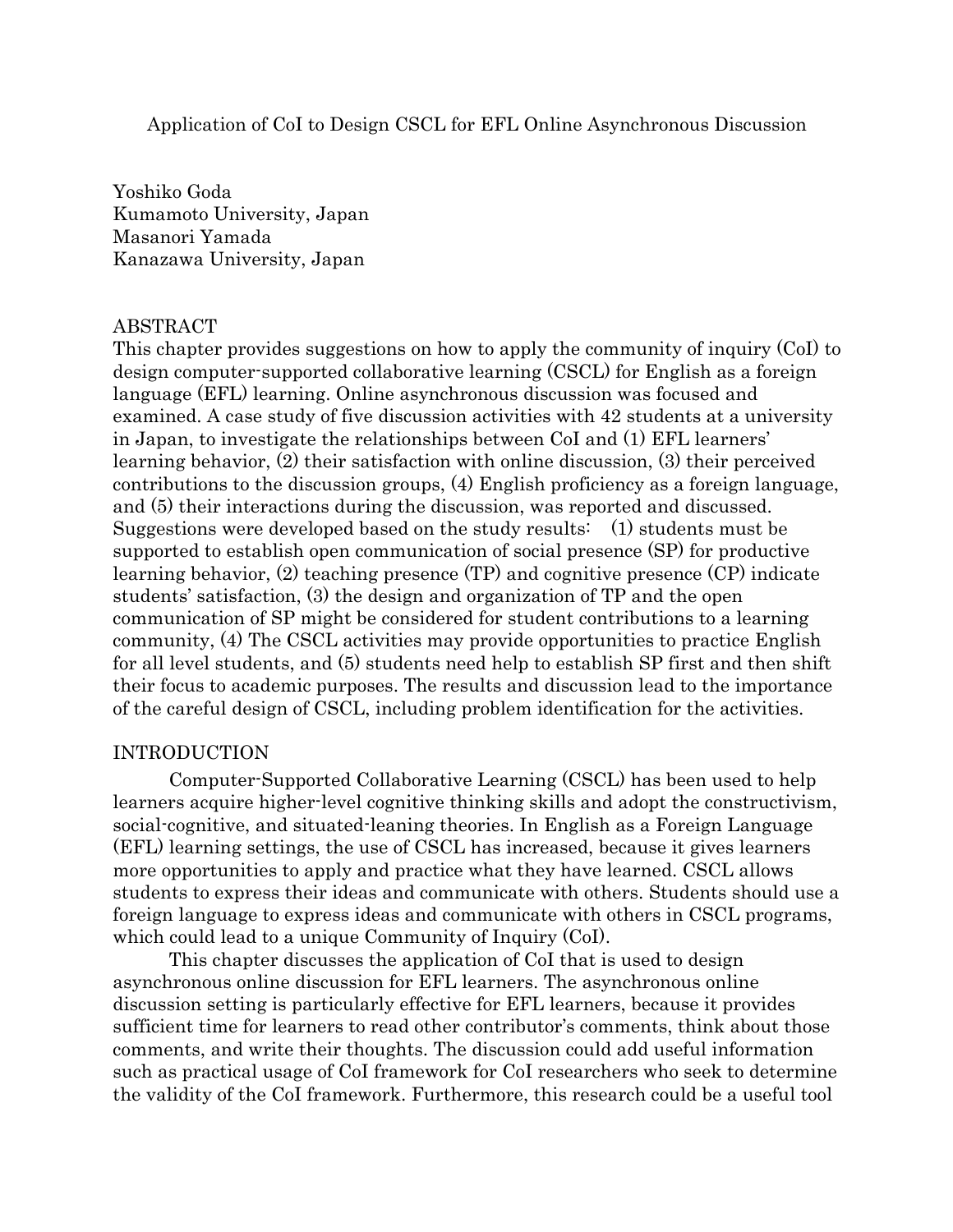# Application of CoI to Design CSCL for EFL Online Asynchronous Discussion

Yoshiko Goda
Kumamoto University, Japan
Masanori Yamada
Kanazawa University, Japan

## ABSTRACT

This chapter provides suggestions on how to apply the community of inquiry (CoI) to design computer-supported collaborative learning (CSCL) for English as a foreign language (EFL) learning. Online asynchronous discussion was focused and examined. A case study of five discussion activities with 42 students at a university in Japan, to investigate the relationships between CoI and (1) EFL learners' learning behavior, (2) their satisfaction with online discussion, (3) their perceived contributions to the discussion groups, (4) English proficiency as a foreign language, and (5) their interactions during the discussion, was reported and discussed. Suggestions were developed based on the study results: (1) students must be supported to establish open communication of social presence (SP) for productive learning behavior, (2) teaching presence (TP) and cognitive presence (CP) indicate students' satisfaction, (3) the design and organization of TP and the open communication of SP might be considered for student contributions to a learning community, (4) The CSCL activities may provide opportunities to practice English for all level students, and (5) students need help to establish SP first and then shift their focus to academic purposes. The results and discussion lead to the importance of the careful design of CSCL, including problem identification for the activities.

## INTRODUCTION

Computer-Supported Collaborative Learning (CSCL) has been used to help learners acquire higher-level cognitive thinking skills and adopt the constructivism, social-cognitive, and situated-leaning theories. In English as a Foreign Language (EFL) learning settings, the use of CSCL has increased, because it gives learners more opportunities to apply and practice what they have learned. CSCL allows students to express their ideas and communicate with others. Students should use a foreign language to express ideas and communicate with others in CSCL programs, which could lead to a unique Community of Inquiry (CoI).

This chapter discusses the application of CoI that is used to design asynchronous online discussion for EFL learners. The asynchronous online discussion setting is particularly effective for EFL learners, because it provides sufficient time for learners to read other contributor's comments, think about those comments, and write their thoughts. The discussion could add useful information such as practical usage of CoI framework for CoI researchers who seek to determine the validity of the CoI framework. Furthermore, this research could be a useful tool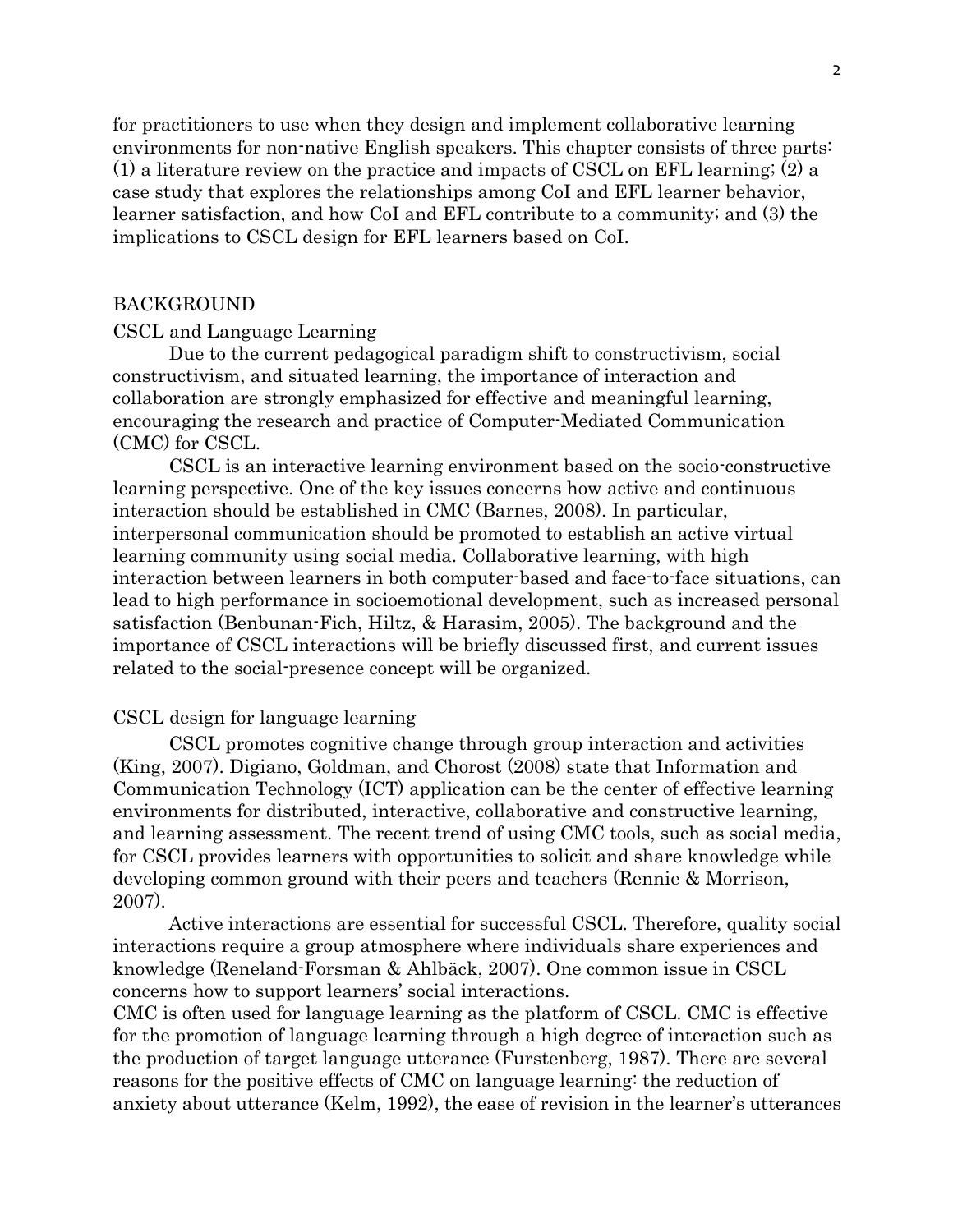for practitioners to use when they design and implement collaborative learning environments for non-native English speakers. This chapter consists of three parts: (1) a literature review on the practice and impacts of CSCL on EFL learning; (2) a case study that explores the relationships among CoI and EFL learner behavior, learner satisfaction, and how CoI and EFL contribute to a community; and (3) the implications to CSCL design for EFL learners based on CoI.

## BACKGROUND

### CSCL and Language Learning

Due to the current pedagogical paradigm shift to constructivism, social constructivism, and situated learning, the importance of interaction and collaboration are strongly emphasized for effective and meaningful learning, encouraging the research and practice of Computer-Mediated Communication (CMC) for CSCL.

CSCL is an interactive learning environment based on the socio-constructive learning perspective. One of the key issues concerns how active and continuous interaction should be established in CMC (Barnes, 2008). In particular, interpersonal communication should be promoted to establish an active virtual learning community using social media. Collaborative learning, with high interaction between learners in both computer-based and face-to-face situations, can lead to high performance in socioemotional development, such as increased personal satisfaction (Benbunan-Fich, Hiltz, & Harasim, 2005). The background and the importance of CSCL interactions will be briefly discussed first, and current issues related to the social-presence concept will be organized.

### CSCL design for language learning

CSCL promotes cognitive change through group interaction and activities (King, 2007). Digiano, Goldman, and Chorost (2008) state that Information and Communication Technology (ICT) application can be the center of effective learning environments for distributed, interactive, collaborative and constructive learning, and learning assessment. The recent trend of using CMC tools, such as social media, for CSCL provides learners with opportunities to solicit and share knowledge while developing common ground with their peers and teachers (Rennie & Morrison, 2007).

Active interactions are essential for successful CSCL. Therefore, quality social interactions require a group atmosphere where individuals share experiences and knowledge (Reneland-Forsman & Ahlbäck, 2007). One common issue in CSCL concerns how to support learners' social interactions.

CMC is often used for language learning as the platform of CSCL. CMC is effective for the promotion of language learning through a high degree of interaction such as the production of target language utterance (Furstenberg, 1987). There are several reasons for the positive effects of CMC on language learning: the reduction of anxiety about utterance (Kelm, 1992), the ease of revision in the learner's utterances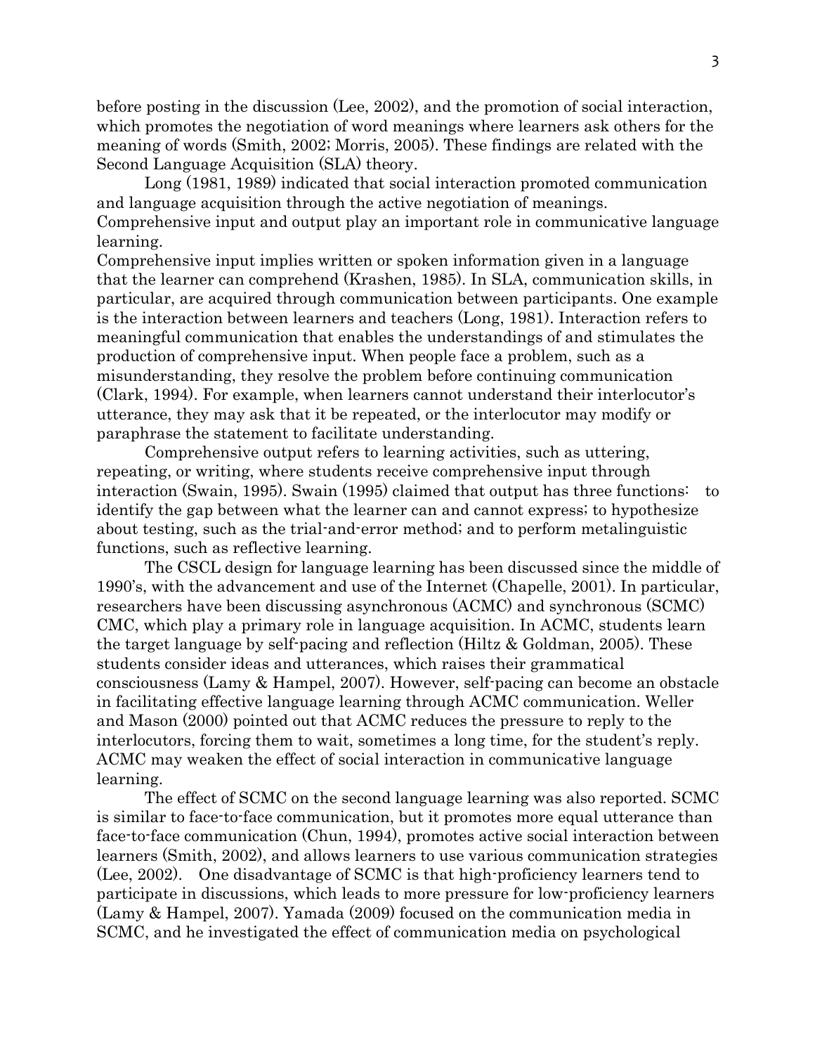before posting in the discussion (Lee, 2002), and the promotion of social interaction, which promotes the negotiation of word meanings where learners ask others for the meaning of words (Smith, 2002; Morris, 2005). These findings are related with the Second Language Acquisition (SLA) theory.

Long (1981, 1989) indicated that social interaction promoted communication and language acquisition through the active negotiation of meanings. Comprehensive input and output play an important role in communicative language learning.

Comprehensive input implies written or spoken information given in a language that the learner can comprehend (Krashen, 1985). In SLA, communication skills, in particular, are acquired through communication between participants. One example is the interaction between learners and teachers (Long, 1981). Interaction refers to meaningful communication that enables the understandings of and stimulates the production of comprehensive input. When people face a problem, such as a misunderstanding, they resolve the problem before continuing communication (Clark, 1994). For example, when learners cannot understand their interlocutor's utterance, they may ask that it be repeated, or the interlocutor may modify or paraphrase the statement to facilitate understanding.

Comprehensive output refers to learning activities, such as uttering, repeating, or writing, where students receive comprehensive input through interaction (Swain, 1995). Swain (1995) claimed that output has three functions: to identify the gap between what the learner can and cannot express; to hypothesize about testing, such as the trial-and-error method; and to perform metalinguistic functions, such as reflective learning.

The CSCL design for language learning has been discussed since the middle of 1990's, with the advancement and use of the Internet (Chapelle, 2001). In particular, researchers have been discussing asynchronous (ACMC) and synchronous (SCMC) CMC, which play a primary role in language acquisition. In ACMC, students learn the target language by self-pacing and reflection (Hiltz & Goldman, 2005). These students consider ideas and utterances, which raises their grammatical consciousness (Lamy & Hampel, 2007). However, self-pacing can become an obstacle in facilitating effective language learning through ACMC communication. Weller and Mason (2000) pointed out that ACMC reduces the pressure to reply to the interlocutors, forcing them to wait, sometimes a long time, for the student's reply. ACMC may weaken the effect of social interaction in communicative language learning.

The effect of SCMC on the second language learning was also reported. SCMC is similar to face-to-face communication, but it promotes more equal utterance than face-to-face communication (Chun, 1994), promotes active social interaction between learners (Smith, 2002), and allows learners to use various communication strategies (Lee, 2002). One disadvantage of SCMC is that high-proficiency learners tend to participate in discussions, which leads to more pressure for low-proficiency learners (Lamy & Hampel, 2007). Yamada (2009) focused on the communication media in SCMC, and he investigated the effect of communication media on psychological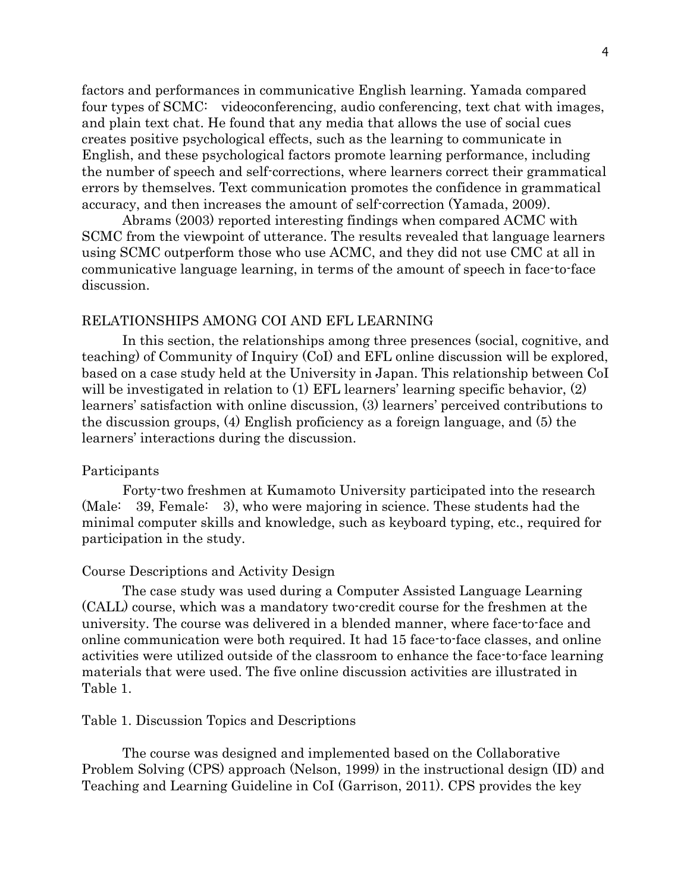factors and performances in communicative English learning. Yamada compared four types of SCMC: videoconferencing, audio conferencing, text chat with images, and plain text chat. He found that any media that allows the use of social cues creates positive psychological effects, such as the learning to communicate in English, and these psychological factors promote learning performance, including the number of speech and self-corrections, where learners correct their grammatical errors by themselves. Text communication promotes the confidence in grammatical accuracy, and then increases the amount of self-correction (Yamada, 2009).

Abrams (2003) reported interesting findings when compared ACMC with SCMC from the viewpoint of utterance. The results revealed that language learners using SCMC outperform those who use ACMC, and they did not use CMC at all in communicative language learning, in terms of the amount of speech in face-to-face discussion.

## RELATIONSHIPS AMONG COI AND EFL LEARNING

In this section, the relationships among three presences (social, cognitive, and teaching) of Community of Inquiry (CoI) and EFL online discussion will be explored, based on a case study held at the University in Japan. This relationship between CoI will be investigated in relation to (1) EFL learners' learning specific behavior, (2) learners' satisfaction with online discussion, (3) learners' perceived contributions to the discussion groups, (4) English proficiency as a foreign language, and (5) the learners' interactions during the discussion.

### Participants

Forty-two freshmen at Kumamoto University participated into the research (Male: 39, Female: 3), who were majoring in science. These students had the minimal computer skills and knowledge, such as keyboard typing, etc., required for participation in the study.

### Course Descriptions and Activity Design

The case study was used during a Computer Assisted Language Learning (CALL) course, which was a mandatory two-credit course for the freshmen at the university. The course was delivered in a blended manner, where face-to-face and online communication were both required. It had 15 face-to-face classes, and online activities were utilized outside of the classroom to enhance the face-to-face learning materials that were used. The five online discussion activities are illustrated in Table 1.

Table 1. Discussion Topics and Descriptions

The course was designed and implemented based on the Collaborative Problem Solving (CPS) approach (Nelson, 1999) in the instructional design (ID) and Teaching and Learning Guideline in CoI (Garrison, 2011). CPS provides the key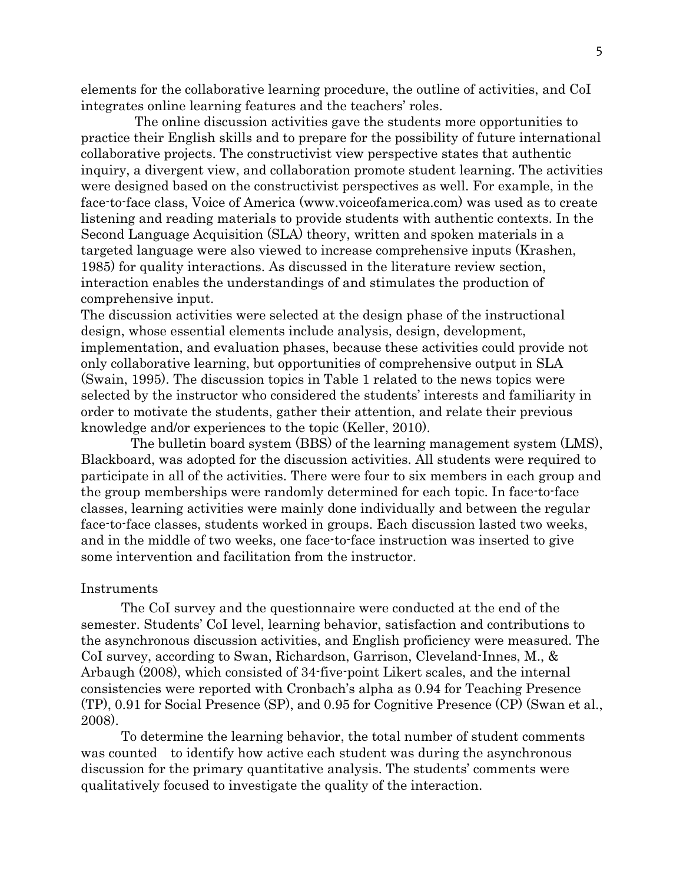elements for the collaborative learning procedure, the outline of activities, and CoI integrates online learning features and the teachers' roles.

The online discussion activities gave the students more opportunities to practice their English skills and to prepare for the possibility of future international collaborative projects. The constructivist view perspective states that authentic inquiry, a divergent view, and collaboration promote student learning. The activities were designed based on the constructivist perspectives as well. For example, in the face-to-face class, Voice of America (www.voiceofamerica.com) was used as to create listening and reading materials to provide students with authentic contexts. In the Second Language Acquisition (SLA) theory, written and spoken materials in a targeted language were also viewed to increase comprehensive inputs (Krashen, 1985) for quality interactions. As discussed in the literature review section, interaction enables the understandings of and stimulates the production of comprehensive input.

The discussion activities were selected at the design phase of the instructional design, whose essential elements include analysis, design, development, implementation, and evaluation phases, because these activities could provide not only collaborative learning, but opportunities of comprehensive output in SLA (Swain, 1995). The discussion topics in Table 1 related to the news topics were selected by the instructor who considered the students' interests and familiarity in order to motivate the students, gather their attention, and relate their previous knowledge and/or experiences to the topic (Keller, 2010).

The bulletin board system (BBS) of the learning management system (LMS), Blackboard, was adopted for the discussion activities. All students were required to participate in all of the activities. There were four to six members in each group and the group memberships were randomly determined for each topic. In face-to-face classes, learning activities were mainly done individually and between the regular face-to-face classes, students worked in groups. Each discussion lasted two weeks, and in the middle of two weeks, one face-to-face instruction was inserted to give some intervention and facilitation from the instructor.

## Instruments

The CoI survey and the questionnaire were conducted at the end of the semester. Students' CoI level, learning behavior, satisfaction and contributions to the asynchronous discussion activities, and English proficiency were measured. The CoI survey, according to Swan, Richardson, Garrison, Cleveland-Innes, M., & Arbaugh (2008), which consisted of 34-five-point Likert scales, and the internal consistencies were reported with Cronbach's alpha as 0.94 for Teaching Presence (TP), 0.91 for Social Presence (SP), and 0.95 for Cognitive Presence (CP) (Swan et al., 2008).

To determine the learning behavior, the total number of student comments was counted to identify how active each student was during the asynchronous discussion for the primary quantitative analysis. The students' comments were qualitatively focused to investigate the quality of the interaction.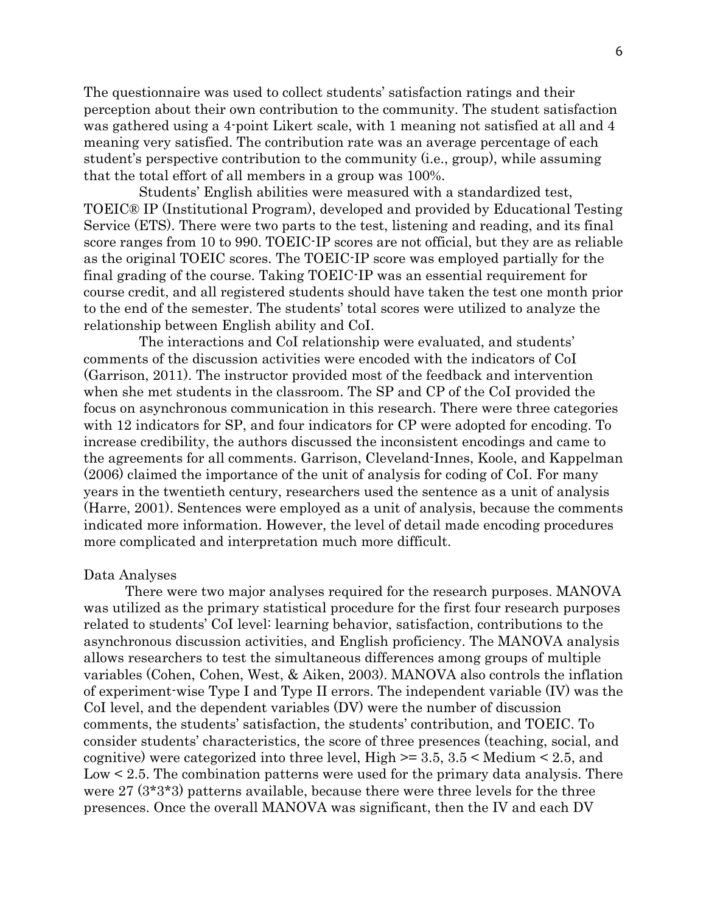The questionnaire was used to collect students' satisfaction ratings and their perception about their own contribution to the community. The student satisfaction was gathered using a 4-point Likert scale, with 1 meaning not satisfied at all and 4 meaning very satisfied. The contribution rate was an average percentage of each student's perspective contribution to the community (i.e., group), while assuming that the total effort of all members in a group was 100%.

Students' English abilities were measured with a standardized test, TOEIC® IP (Institutional Program), developed and provided by Educational Testing Service (ETS). There were two parts to the test, listening and reading, and its final score ranges from 10 to 990. TOEIC-IP scores are not official, but they are as reliable as the original TOEIC scores. The TOEIC-IP score was employed partially for the final grading of the course. Taking TOEIC-IP was an essential requirement for course credit, and all registered students should have taken the test one month prior to the end of the semester. The students' total scores were utilized to analyze the relationship between English ability and CoI.

The interactions and CoI relationship were evaluated, and students' comments of the discussion activities were encoded with the indicators of CoI (Garrison, 2011). The instructor provided most of the feedback and intervention when she met students in the classroom. The SP and CP of the CoI provided the focus on asynchronous communication in this research. There were three categories with 12 indicators for SP, and four indicators for CP were adopted for encoding. To increase credibility, the authors discussed the inconsistent encodings and came to the agreements for all comments. Garrison, Cleveland-Innes, Koole, and Kappelman (2006) claimed the importance of the unit of analysis for coding of CoI. For many years in the twentieth century, researchers used the sentence as a unit of analysis (Harre, 2001). Sentences were employed as a unit of analysis, because the comments indicated more information. However, the level of detail made encoding procedures more complicated and interpretation much more difficult.

## Data Analyses

There were two major analyses required for the research purposes. MANOVA was utilized as the primary statistical procedure for the first four research purposes related to students' CoI level: learning behavior, satisfaction, contributions to the asynchronous discussion activities, and English proficiency. The MANOVA analysis allows researchers to test the simultaneous differences among groups of multiple variables (Cohen, Cohen, West, & Aiken, 2003). MANOVA also controls the inflation of experiment-wise Type I and Type II errors. The independent variable (IV) was the CoI level, and the dependent variables (DV) were the number of discussion comments, the students' satisfaction, the students' contribution, and TOEIC. To consider students' characteristics, the score of three presences (teaching, social, and cognitive) were categorized into three level, High $>= 3.5$, $3.5 <$ Medium $< 2.5$, and Low $< 2.5$. The combination patterns were used for the primary data analysis. There were 27 (3*3*3) patterns available, because there were three levels for the three presences. Once the overall MANOVA was significant, then the IV and each DV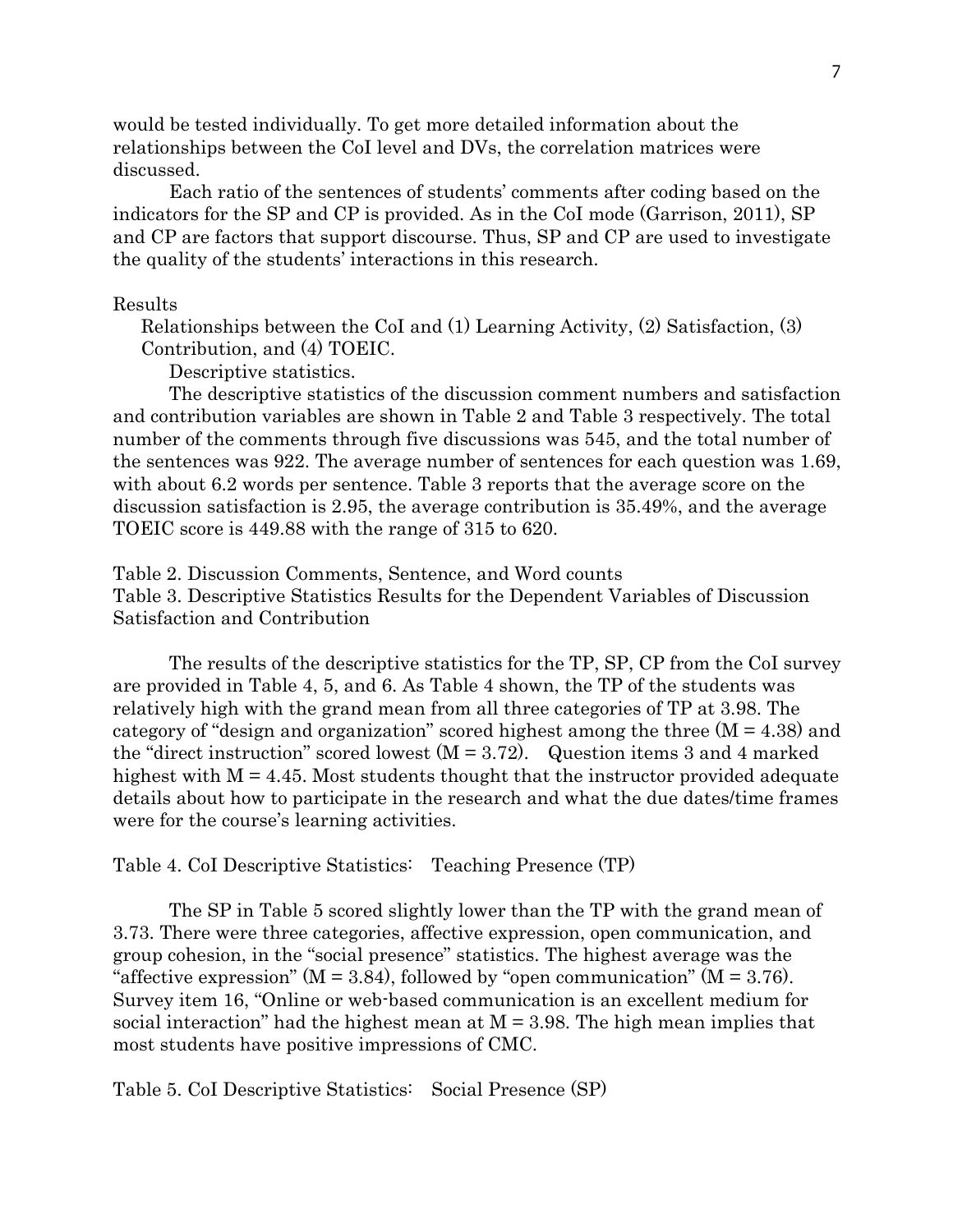would be tested individually. To get more detailed information about the relationships between the CoI level and DVs, the correlation matrices were discussed.

Each ratio of the sentences of students' comments after coding based on the indicators for the SP and CP is provided. As in the CoI mode (Garrison, 2011), SP and CP are factors that support discourse. Thus, SP and CP are used to investigate the quality of the students' interactions in this research.

## Results

### Relationships between the CoI and (1) Learning Activity, (2) Satisfaction, (3) Contribution, and (4) TOEIC.

#### Descriptive statistics.

The descriptive statistics of the discussion comment numbers and satisfaction and contribution variables are shown in Table 2 and Table 3 respectively. The total number of the comments through five discussions was 545, and the total number of the sentences was 922. The average number of sentences for each question was 1.69, with about 6.2 words per sentence. Table 3 reports that the average score on the discussion satisfaction is 2.95, the average contribution is 35.49%, and the average TOEIC score is 449.88 with the range of 315 to 620.

Table 2. Discussion Comments, Sentence, and Word counts

Table 3. Descriptive Statistics Results for the Dependent Variables of Discussion Satisfaction and Contribution

The results of the descriptive statistics for the TP, SP, CP from the CoI survey are provided in Table 4, 5, and 6. As Table 4 shown, the TP of the students was relatively high with the grand mean from all three categories of TP at 3.98. The category of "design and organization" scored highest among the three ($M = 4.38$) and the "direct instruction" scored lowest ($M = 3.72$). Question items 3 and 4 marked highest with $M = 4.45$. Most students thought that the instructor provided adequate details about how to participate in the research and what the due dates/time frames were for the course's learning activities.

Table 4. CoI Descriptive Statistics: Teaching Presence (TP)

The SP in Table 5 scored slightly lower than the TP with the grand mean of 3.73. There were three categories, affective expression, open communication, and group cohesion, in the "social presence" statistics. The highest average was the "affective expression" ($M = 3.84$), followed by "open communication" ($M = 3.76$). Survey item 16, "Online or web-based communication is an excellent medium for social interaction" had the highest mean at $M = 3.98$. The high mean implies that most students have positive impressions of CMC.

Table 5. CoI Descriptive Statistics: Social Presence (SP)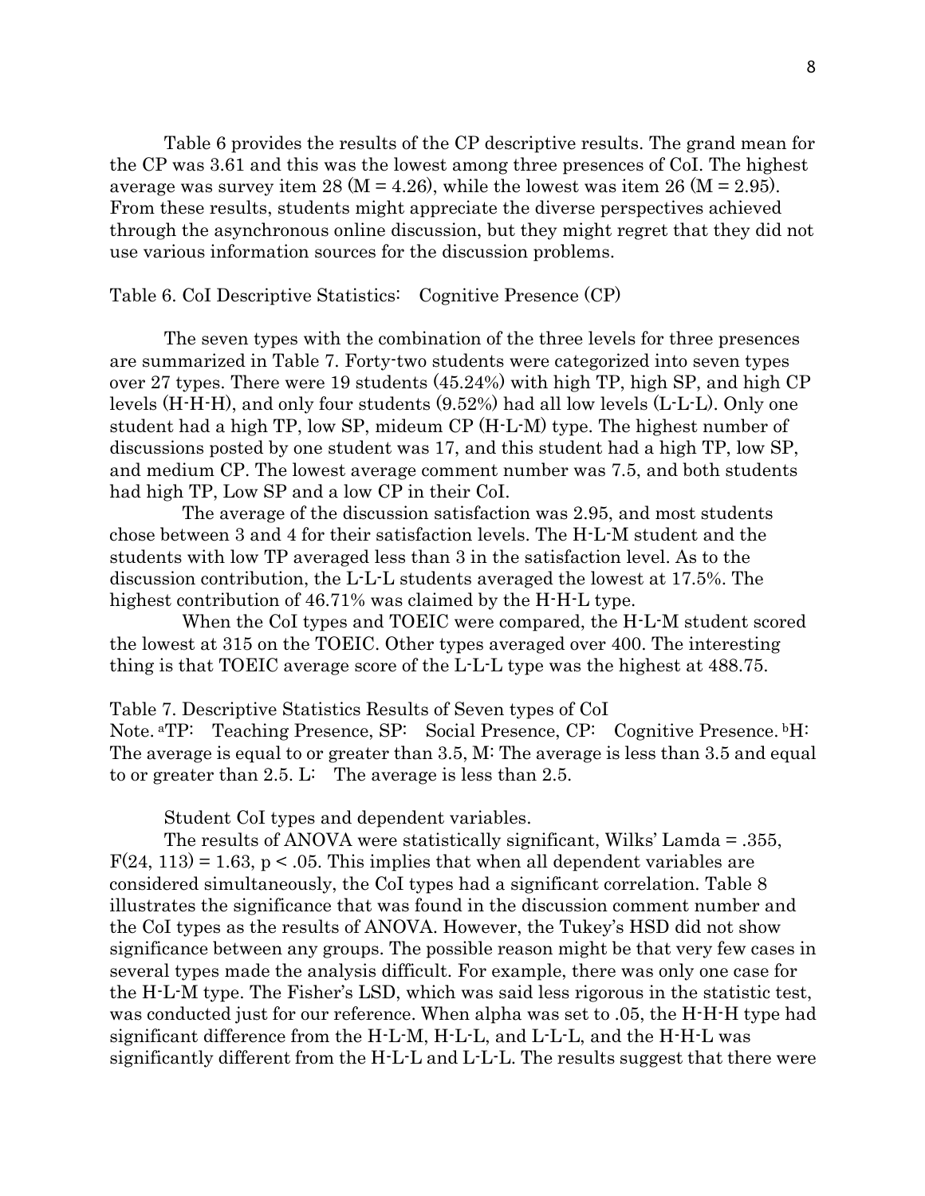Table 6 provides the results of the CP descriptive results. The grand mean for the CP was 3.61 and this was the lowest among three presences of CoI. The highest average was survey item 28 (M = 4.26), while the lowest was item 26 (M = 2.95). From these results, students might appreciate the diverse perspectives achieved through the asynchronous online discussion, but they might regret that they did not use various information sources for the discussion problems.

Table 6. CoI Descriptive Statistics: Cognitive Presence (CP)

The seven types with the combination of the three levels for three presences are summarized in Table 7. Forty-two students were categorized into seven types over 27 types. There were 19 students (45.24%) with high TP, high SP, and high CP levels (H-H-H), and only four students (9.52%) had all low levels (L-L-L). Only one student had a high TP, low SP, mideum CP (H-L-M) type. The highest number of discussions posted by one student was 17, and this student had a high TP, low SP, and medium CP. The lowest average comment number was 7.5, and both students had high TP, Low SP and a low CP in their CoI.

The average of the discussion satisfaction was 2.95, and most students chose between 3 and 4 for their satisfaction levels. The H-L-M student and the students with low TP averaged less than 3 in the satisfaction level. As to the discussion contribution, the L-L-L students averaged the lowest at 17.5%. The highest contribution of 46.71% was claimed by the H-H-L type.

When the CoI types and TOEIC were compared, the H-L-M student scored the lowest at 315 on the TOEIC. Other types averaged over 400. The interesting thing is that TOEIC average score of the L-L-L type was the highest at 488.75.

Table 7. Descriptive Statistics Results of Seven types of CoI

Note. [a]TP: Teaching Presence, SP: Social Presence, CP: Cognitive Presence. [b]H: The average is equal to or greater than 3.5, M: The average is less than 3.5 and equal to or greater than 2.5. L: The average is less than 2.5.

Student CoI types and dependent variables.

The results of ANOVA were statistically significant, Wilks' Lamda = .355, $F(24, 113) = 1.63$, $p < .05$. This implies that when all dependent variables are considered simultaneously, the CoI types had a significant correlation. Table 8 illustrates the significance that was found in the discussion comment number and the CoI types as the results of ANOVA. However, the Tukey's HSD did not show significance between any groups. The possible reason might be that very few cases in several types made the analysis difficult. For example, there was only one case for the H-L-M type. The Fisher's LSD, which was said less rigorous in the statistic test, was conducted just for our reference. When alpha was set to .05, the H-H-H type had significant difference from the H-L-M, H-L-L, and L-L-L, and the H-H-L was significantly different from the H-L-L and L-L-L. The results suggest that there were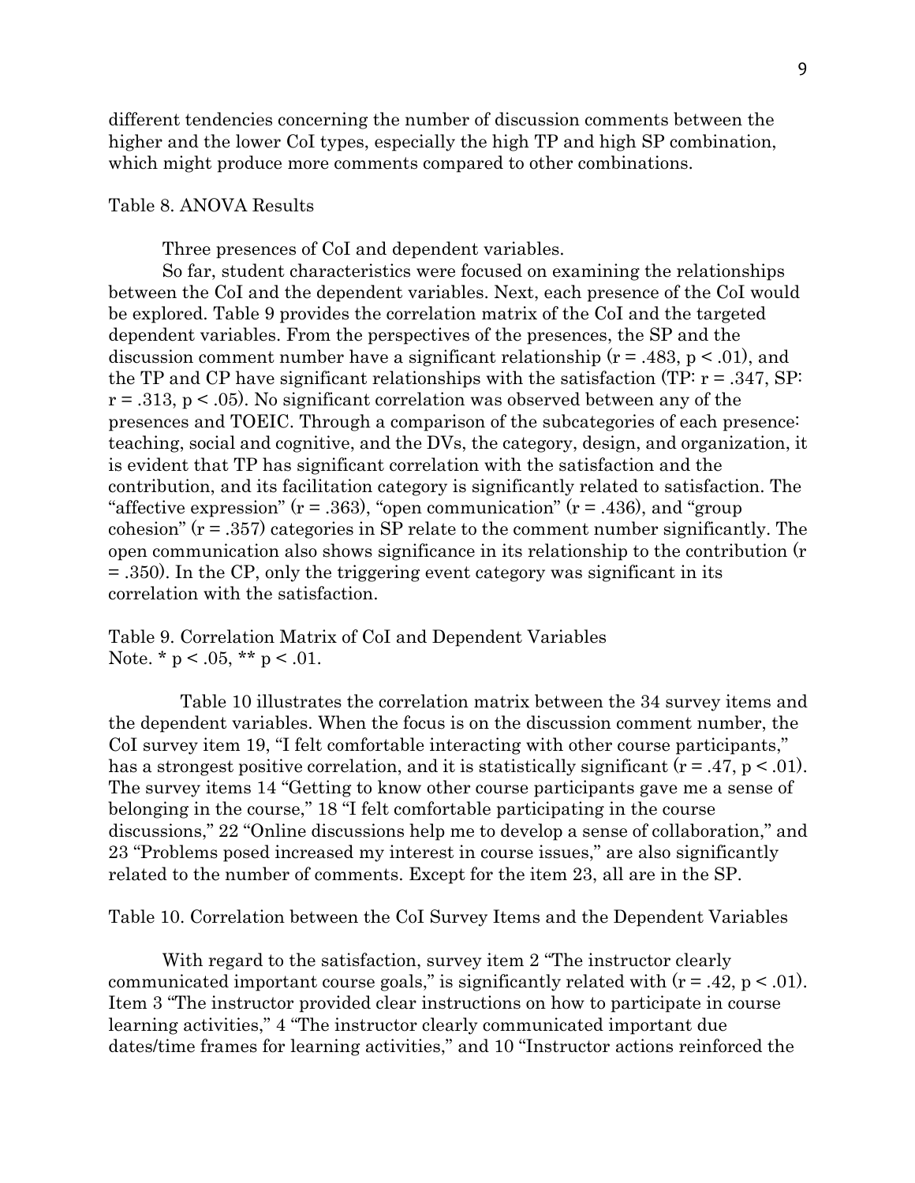different tendencies concerning the number of discussion comments between the higher and the lower CoI types, especially the high TP and high SP combination, which might produce more comments compared to other combinations.

Table 8. ANOVA Results

Three presences of CoI and dependent variables.

So far, student characteristics were focused on examining the relationships between the CoI and the dependent variables. Next, each presence of the CoI would be explored. Table 9 provides the correlation matrix of the CoI and the targeted dependent variables. From the perspectives of the presences, the SP and the discussion comment number have a significant relationship ($r = .483$, $p < .01$), and the TP and CP have significant relationships with the satisfaction (TP: $r = .347$, SP: $r = .313$, $p < .05$). No significant correlation was observed between any of the presences and TOEIC. Through a comparison of the subcategories of each presence: teaching, social and cognitive, and the DVs, the category, design, and organization, it is evident that TP has significant correlation with the satisfaction and the contribution, and its facilitation category is significantly related to satisfaction. The "affective expression" ($r = .363$), "open communication" ($r = .436$), and "group cohesion" ($r = .357$) categories in SP relate to the comment number significantly. The open communication also shows significance in its relationship to the contribution ($r = .350$). In the CP, only the triggering event category was significant in its correlation with the satisfaction.

Table 9. Correlation Matrix of CoI and Dependent Variables
Note. * $p < .05$, ** $p < .01$.

Table 10 illustrates the correlation matrix between the 34 survey items and the dependent variables. When the focus is on the discussion comment number, the CoI survey item 19, "I felt comfortable interacting with other course participants," has a strongest positive correlation, and it is statistically significant ($r = .47$, $p < .01$). The survey items 14 "Getting to know other course participants gave me a sense of belonging in the course," 18 "I felt comfortable participating in the course discussions," 22 "Online discussions help me to develop a sense of collaboration," and 23 "Problems posed increased my interest in course issues," are also significantly related to the number of comments. Except for the item 23, all are in the SP.

Table 10. Correlation between the CoI Survey Items and the Dependent Variables

With regard to the satisfaction, survey item 2 "The instructor clearly communicated important course goals," is significantly related with ($r = .42$, $p < .01$). Item 3 "The instructor provided clear instructions on how to participate in course learning activities," 4 "The instructor clearly communicated important due dates/time frames for learning activities," and 10 "Instructor actions reinforced the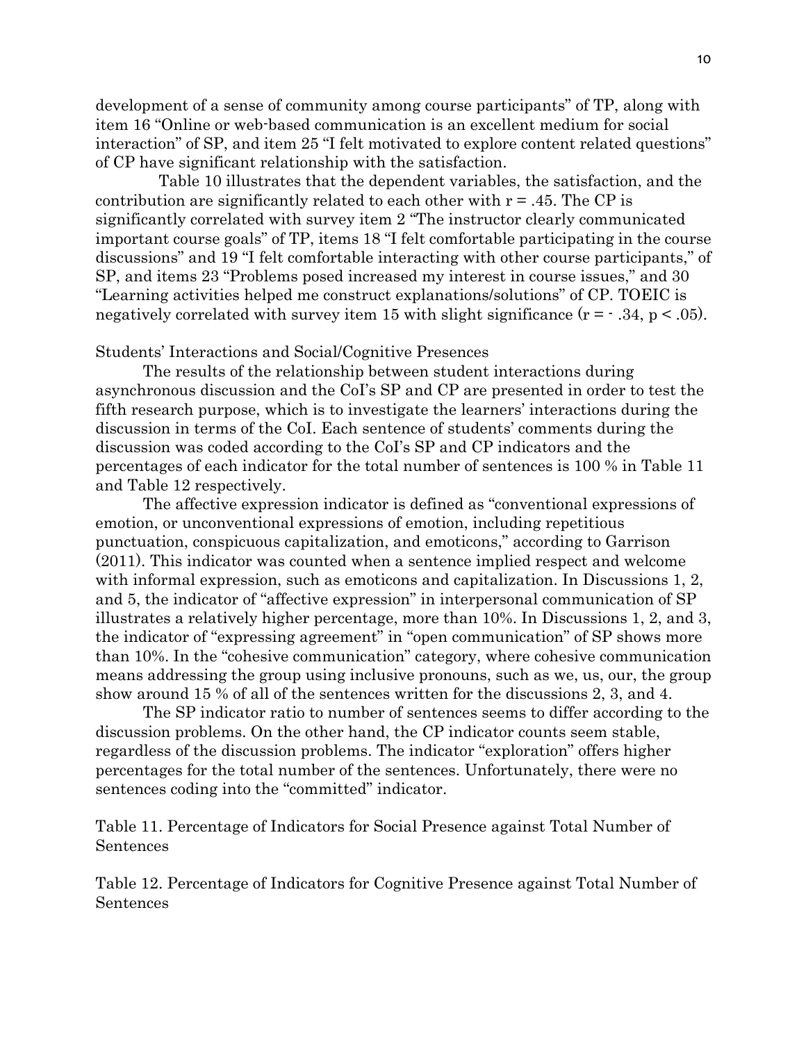development of a sense of community among course participants" of TP, along with item 16 "Online or web-based communication is an excellent medium for social interaction" of SP, and item 25 "I felt motivated to explore content related questions" of CP have significant relationship with the satisfaction.

Table 10 illustrates that the dependent variables, the satisfaction, and the contribution are significantly related to each other with $r = .45$. The CP is significantly correlated with survey item 2 "The instructor clearly communicated important course goals" of TP, items 18 "I felt comfortable participating in the course discussions" and 19 "I felt comfortable interacting with other course participants," of SP, and items 23 "Problems posed increased my interest in course issues," and 30 "Learning activities helped me construct explanations/solutions" of CP. TOEIC is negatively correlated with survey item 15 with slight significance ($r = -.34$, $p < .05$).

## Students' Interactions and Social/Cognitive Presences

The results of the relationship between student interactions during asynchronous discussion and the CoI's SP and CP are presented in order to test the fifth research purpose, which is to investigate the learners' interactions during the discussion in terms of the CoI. Each sentence of students' comments during the discussion was coded according to the CoI's SP and CP indicators and the percentages of each indicator for the total number of sentences is 100 % in Table 11 and Table 12 respectively.

The affective expression indicator is defined as "conventional expressions of emotion, or unconventional expressions of emotion, including repetitious punctuation, conspicuous capitalization, and emoticons," according to Garrison (2011). This indicator was counted when a sentence implied respect and welcome with informal expression, such as emoticons and capitalization. In Discussions 1, 2, and 5, the indicator of "affective expression" in interpersonal communication of SP illustrates a relatively higher percentage, more than 10%. In Discussions 1, 2, and 3, the indicator of "expressing agreement" in "open communication" of SP shows more than 10%. In the "cohesive communication" category, where cohesive communication means addressing the group using inclusive pronouns, such as we, us, our, the group show around 15 % of all of the sentences written for the discussions 2, 3, and 4.

The SP indicator ratio to number of sentences seems to differ according to the discussion problems. On the other hand, the CP indicator counts seem stable, regardless of the discussion problems. The indicator "exploration" offers higher percentages for the total number of the sentences. Unfortunately, there were no sentences coding into the "committed" indicator.

Table 11. Percentage of Indicators for Social Presence against Total Number of Sentences

Table 12. Percentage of Indicators for Cognitive Presence against Total Number of Sentences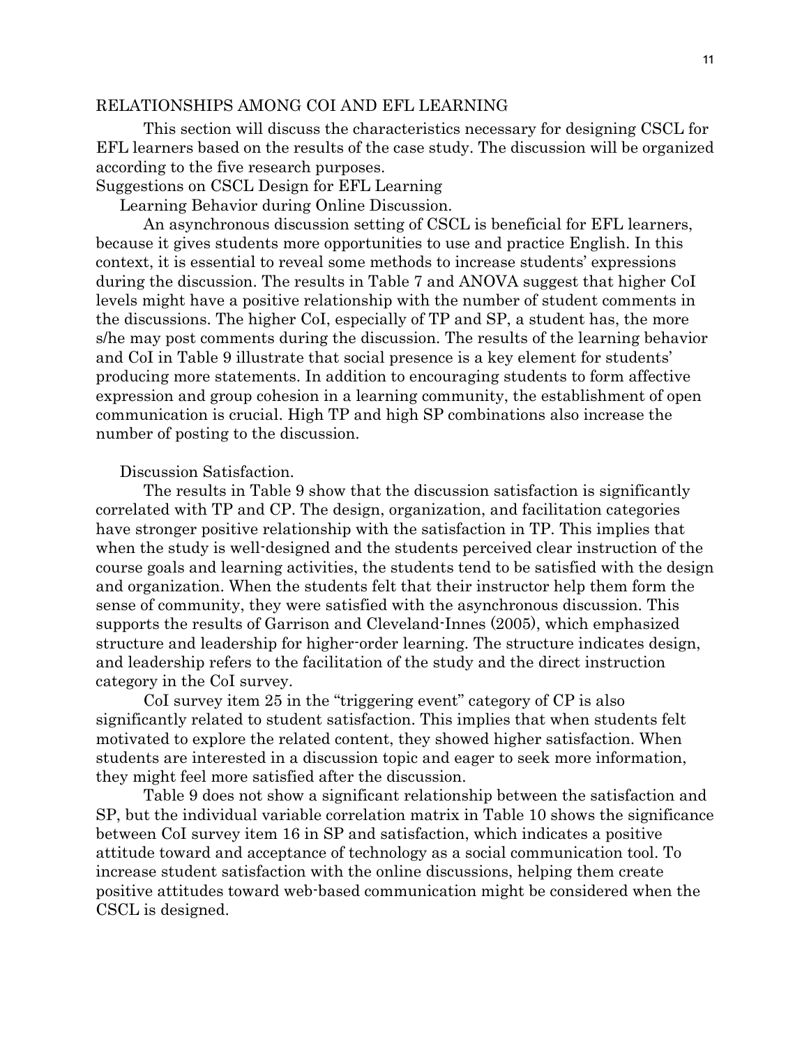## RELATIONSHIPS AMONG COI AND EFL LEARNING

This section will discuss the characteristics necessary for designing CSCL for EFL learners based on the results of the case study. The discussion will be organized according to the five research purposes.

### Suggestions on CSCL Design for EFL Learning

#### Learning Behavior during Online Discussion.

An asynchronous discussion setting of CSCL is beneficial for EFL learners, because it gives students more opportunities to use and practice English. In this context, it is essential to reveal some methods to increase students' expressions during the discussion. The results in Table 7 and ANOVA suggest that higher CoI levels might have a positive relationship with the number of student comments in the discussions. The higher CoI, especially of TP and SP, a student has, the more s/he may post comments during the discussion. The results of the learning behavior and CoI in Table 9 illustrate that social presence is a key element for students' producing more statements. In addition to encouraging students to form affective expression and group cohesion in a learning community, the establishment of open communication is crucial. High TP and high SP combinations also increase the number of posting to the discussion.

#### Discussion Satisfaction.

The results in Table 9 show that the discussion satisfaction is significantly correlated with TP and CP. The design, organization, and facilitation categories have stronger positive relationship with the satisfaction in TP. This implies that when the study is well-designed and the students perceived clear instruction of the course goals and learning activities, the students tend to be satisfied with the design and organization. When the students felt that their instructor help them form the sense of community, they were satisfied with the asynchronous discussion. This supports the results of Garrison and Cleveland-Innes (2005), which emphasized structure and leadership for higher-order learning. The structure indicates design, and leadership refers to the facilitation of the study and the direct instruction category in the CoI survey.

CoI survey item 25 in the "triggering event" category of CP is also significantly related to student satisfaction. This implies that when students felt motivated to explore the related content, they showed higher satisfaction. When students are interested in a discussion topic and eager to seek more information, they might feel more satisfied after the discussion.

Table 9 does not show a significant relationship between the satisfaction and SP, but the individual variable correlation matrix in Table 10 shows the significance between CoI survey item 16 in SP and satisfaction, which indicates a positive attitude toward and acceptance of technology as a social communication tool. To increase student satisfaction with the online discussions, helping them create positive attitudes toward web-based communication might be considered when the CSCL is designed.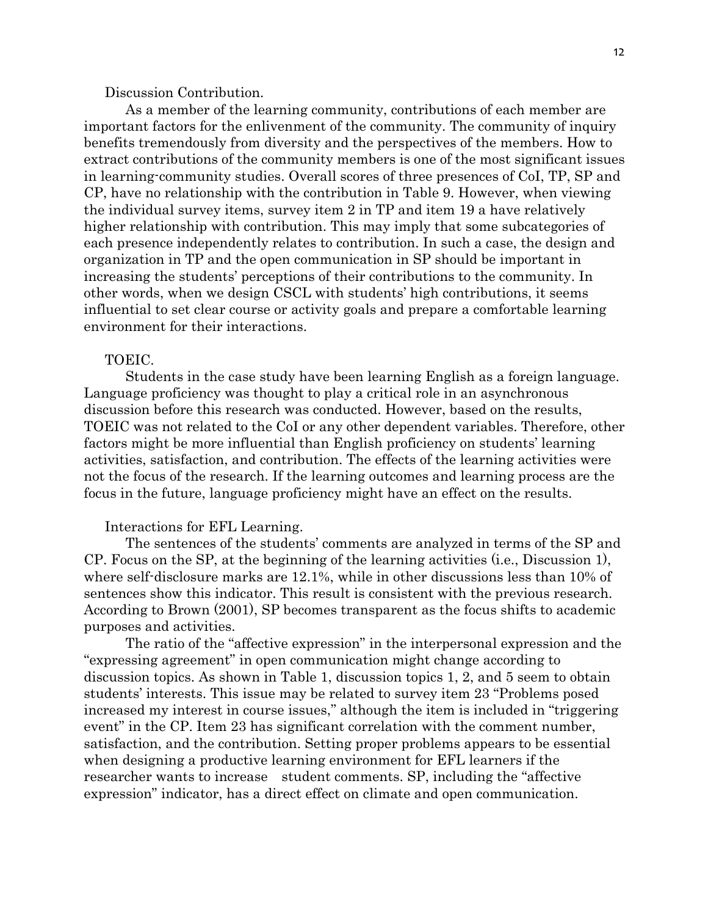### Discussion Contribution.

As a member of the learning community, contributions of each member are important factors for the enlivenment of the community. The community of inquiry benefits tremendously from diversity and the perspectives of the members. How to extract contributions of the community members is one of the most significant issues in learning-community studies. Overall scores of three presences of CoI, TP, SP and CP, have no relationship with the contribution in Table 9. However, when viewing the individual survey items, survey item 2 in TP and item 19 a have relatively higher relationship with contribution. This may imply that some subcategories of each presence independently relates to contribution. In such a case, the design and organization in TP and the open communication in SP should be important in increasing the students' perceptions of their contributions to the community. In other words, when we design CSCL with students' high contributions, it seems influential to set clear course or activity goals and prepare a comfortable learning environment for their interactions.

### TOEIC.

Students in the case study have been learning English as a foreign language. Language proficiency was thought to play a critical role in an asynchronous discussion before this research was conducted. However, based on the results, TOEIC was not related to the CoI or any other dependent variables. Therefore, other factors might be more influential than English proficiency on students' learning activities, satisfaction, and contribution. The effects of the learning activities were not the focus of the research. If the learning outcomes and learning process are the focus in the future, language proficiency might have an effect on the results.

### Interactions for EFL Learning.

The sentences of the students' comments are analyzed in terms of the SP and CP. Focus on the SP, at the beginning of the learning activities (i.e., Discussion 1), where self-disclosure marks are 12.1%, while in other discussions less than 10% of sentences show this indicator. This result is consistent with the previous research. According to Brown (2001), SP becomes transparent as the focus shifts to academic purposes and activities.

The ratio of the "affective expression" in the interpersonal expression and the "expressing agreement" in open communication might change according to discussion topics. As shown in Table 1, discussion topics 1, 2, and 5 seem to obtain students' interests. This issue may be related to survey item 23 "Problems posed increased my interest in course issues," although the item is included in "triggering event" in the CP. Item 23 has significant correlation with the comment number, satisfaction, and the contribution. Setting proper problems appears to be essential when designing a productive learning environment for EFL learners if the researcher wants to increase student comments. SP, including the "affective expression" indicator, has a direct effect on climate and open communication.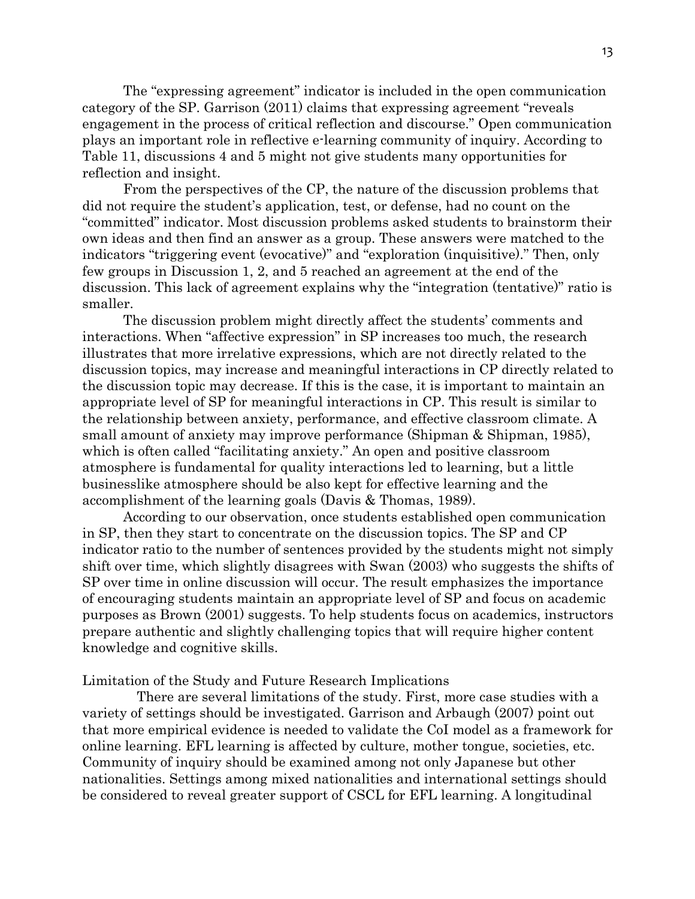The "expressing agreement" indicator is included in the open communication category of the SP. Garrison (2011) claims that expressing agreement "reveals engagement in the process of critical reflection and discourse." Open communication plays an important role in reflective e-learning community of inquiry. According to Table 11, discussions 4 and 5 might not give students many opportunities for reflection and insight.

From the perspectives of the CP, the nature of the discussion problems that did not require the student's application, test, or defense, had no count on the "committed" indicator. Most discussion problems asked students to brainstorm their own ideas and then find an answer as a group. These answers were matched to the indicators "triggering event (evocative)" and "exploration (inquisitive)." Then, only few groups in Discussion 1, 2, and 5 reached an agreement at the end of the discussion. This lack of agreement explains why the "integration (tentative)" ratio is smaller.

The discussion problem might directly affect the students' comments and interactions. When "affective expression" in SP increases too much, the research illustrates that more irrelative expressions, which are not directly related to the discussion topics, may increase and meaningful interactions in CP directly related to the discussion topic may decrease. If this is the case, it is important to maintain an appropriate level of SP for meaningful interactions in CP. This result is similar to the relationship between anxiety, performance, and effective classroom climate. A small amount of anxiety may improve performance (Shipman & Shipman, 1985), which is often called "facilitating anxiety." An open and positive classroom atmosphere is fundamental for quality interactions led to learning, but a little businesslike atmosphere should be also kept for effective learning and the accomplishment of the learning goals (Davis & Thomas, 1989).

According to our observation, once students established open communication in SP, then they start to concentrate on the discussion topics. The SP and CP indicator ratio to the number of sentences provided by the students might not simply shift over time, which slightly disagrees with Swan (2003) who suggests the shifts of SP over time in online discussion will occur. The result emphasizes the importance of encouraging students maintain an appropriate level of SP and focus on academic purposes as Brown (2001) suggests. To help students focus on academics, instructors prepare authentic and slightly challenging topics that will require higher content knowledge and cognitive skills.

## Limitation of the Study and Future Research Implications

There are several limitations of the study. First, more case studies with a variety of settings should be investigated. Garrison and Arbaugh (2007) point out that more empirical evidence is needed to validate the CoI model as a framework for online learning. EFL learning is affected by culture, mother tongue, societies, etc. Community of inquiry should be examined among not only Japanese but other nationalities. Settings among mixed nationalities and international settings should be considered to reveal greater support of CSCL for EFL learning. A longitudinal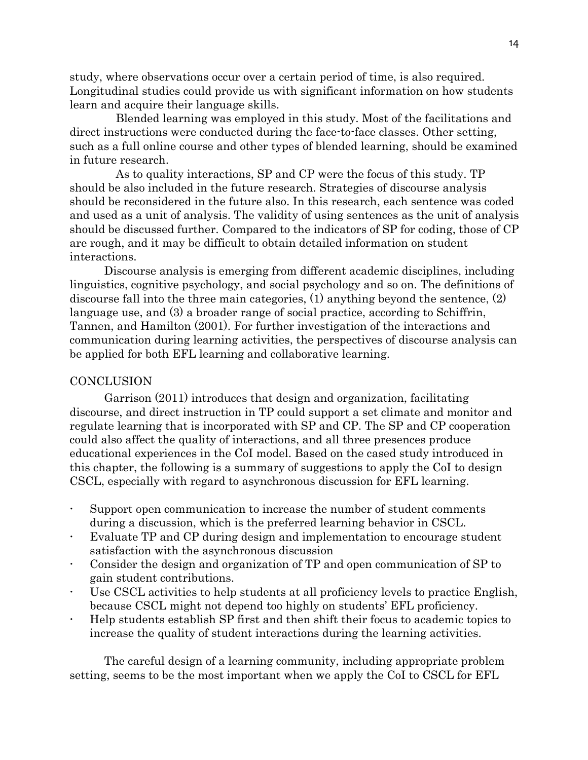study, where observations occur over a certain period of time, is also required. Longitudinal studies could provide us with significant information on how students learn and acquire their language skills.

Blended learning was employed in this study. Most of the facilitations and direct instructions were conducted during the face-to-face classes. Other setting, such as a full online course and other types of blended learning, should be examined in future research.

As to quality interactions, SP and CP were the focus of this study. TP should be also included in the future research. Strategies of discourse analysis should be reconsidered in the future also. In this research, each sentence was coded and used as a unit of analysis. The validity of using sentences as the unit of analysis should be discussed further. Compared to the indicators of SP for coding, those of CP are rough, and it may be difficult to obtain detailed information on student interactions.

Discourse analysis is emerging from different academic disciplines, including linguistics, cognitive psychology, and social psychology and so on. The definitions of discourse fall into the three main categories, (1) anything beyond the sentence, (2) language use, and (3) a broader range of social practice, according to Schiffrin, Tannen, and Hamilton (2001). For further investigation of the interactions and communication during learning activities, the perspectives of discourse analysis can be applied for both EFL learning and collaborative learning.

## CONCLUSION

Garrison (2011) introduces that design and organization, facilitating discourse, and direct instruction in TP could support a set climate and monitor and regulate learning that is incorporated with SP and CP. The SP and CP cooperation could also affect the quality of interactions, and all three presences produce educational experiences in the CoI model. Based on the cased study introduced in this chapter, the following is a summary of suggestions to apply the CoI to design CSCL, especially with regard to asynchronous discussion for EFL learning.

- Support open communication to increase the number of student comments during a discussion, which is the preferred learning behavior in CSCL.
- Evaluate TP and CP during design and implementation to encourage student satisfaction with the asynchronous discussion
- Consider the design and organization of TP and open communication of SP to gain student contributions.
- Use CSCL activities to help students at all proficiency levels to practice English, because CSCL might not depend too highly on students' EFL proficiency.
- Help students establish SP first and then shift their focus to academic topics to increase the quality of student interactions during the learning activities.

The careful design of a learning community, including appropriate problem setting, seems to be the most important when we apply the CoI to CSCL for EFL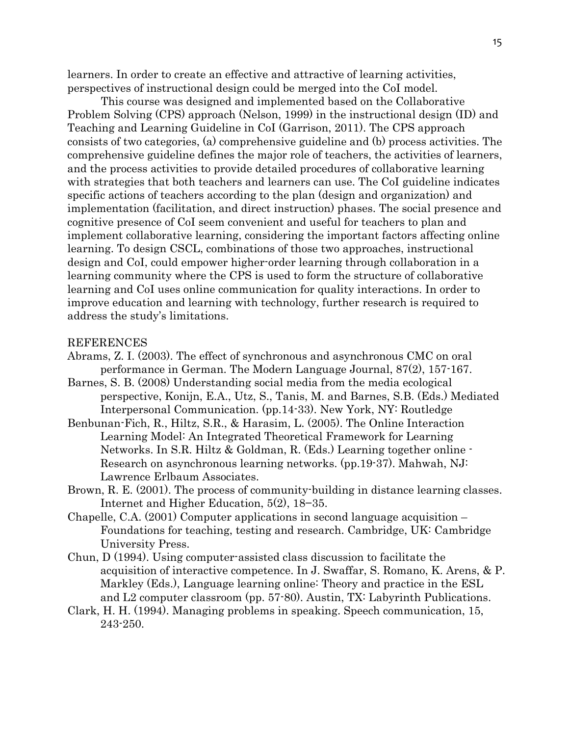learners. In order to create an effective and attractive of learning activities, perspectives of instructional design could be merged into the CoI model.

This course was designed and implemented based on the Collaborative Problem Solving (CPS) approach (Nelson, 1999) in the instructional design (ID) and Teaching and Learning Guideline in CoI (Garrison, 2011). The CPS approach consists of two categories, (a) comprehensive guideline and (b) process activities. The comprehensive guideline defines the major role of teachers, the activities of learners, and the process activities to provide detailed procedures of collaborative learning with strategies that both teachers and learners can use. The CoI guideline indicates specific actions of teachers according to the plan (design and organization) and implementation (facilitation, and direct instruction) phases. The social presence and cognitive presence of CoI seem convenient and useful for teachers to plan and implement collaborative learning, considering the important factors affecting online learning. To design CSCL, combinations of those two approaches, instructional design and CoI, could empower higher-order learning through collaboration in a learning community where the CPS is used to form the structure of collaborative learning and CoI uses online communication for quality interactions. In order to improve education and learning with technology, further research is required to address the study's limitations.

## REFERENCES

Abrams, Z. I. (2003). The effect of synchronous and asynchronous CMC on oral performance in German. The Modern Language Journal, 87(2), 157-167.

Barnes, S. B. (2008) Understanding social media from the media ecological perspective, Konijn, E.A., Utz, S., Tanis, M. and Barnes, S.B. (Eds.) Mediated Interpersonal Communication. (pp.14-33). New York, NY: Routledge

Benbunan-Fich, R., Hiltz, S.R., & Harasim, L. (2005). The Online Interaction Learning Model: An Integrated Theoretical Framework for Learning Networks. In S.R. Hiltz & Goldman, R. (Eds.) Learning together online - Research on asynchronous learning networks. (pp.19-37). Mahwah, NJ: Lawrence Erlbaum Associates.

Brown, R. E. (2001). The process of community-building in distance learning classes. Internet and Higher Education, 5(2), 18–35.

Chapelle, C.A. (2001) Computer applications in second language acquisition – Foundations for teaching, testing and research. Cambridge, UK: Cambridge University Press.

Chun, D (1994). Using computer-assisted class discussion to facilitate the acquisition of interactive competence. In J. Swaffar, S. Romano, K. Arens, & P. Markley (Eds.), Language learning online: Theory and practice in the ESL and L2 computer classroom (pp. 57-80). Austin, TX: Labyrinth Publications.

Clark, H. H. (1994). Managing problems in speaking. Speech communication, 15, 243-250.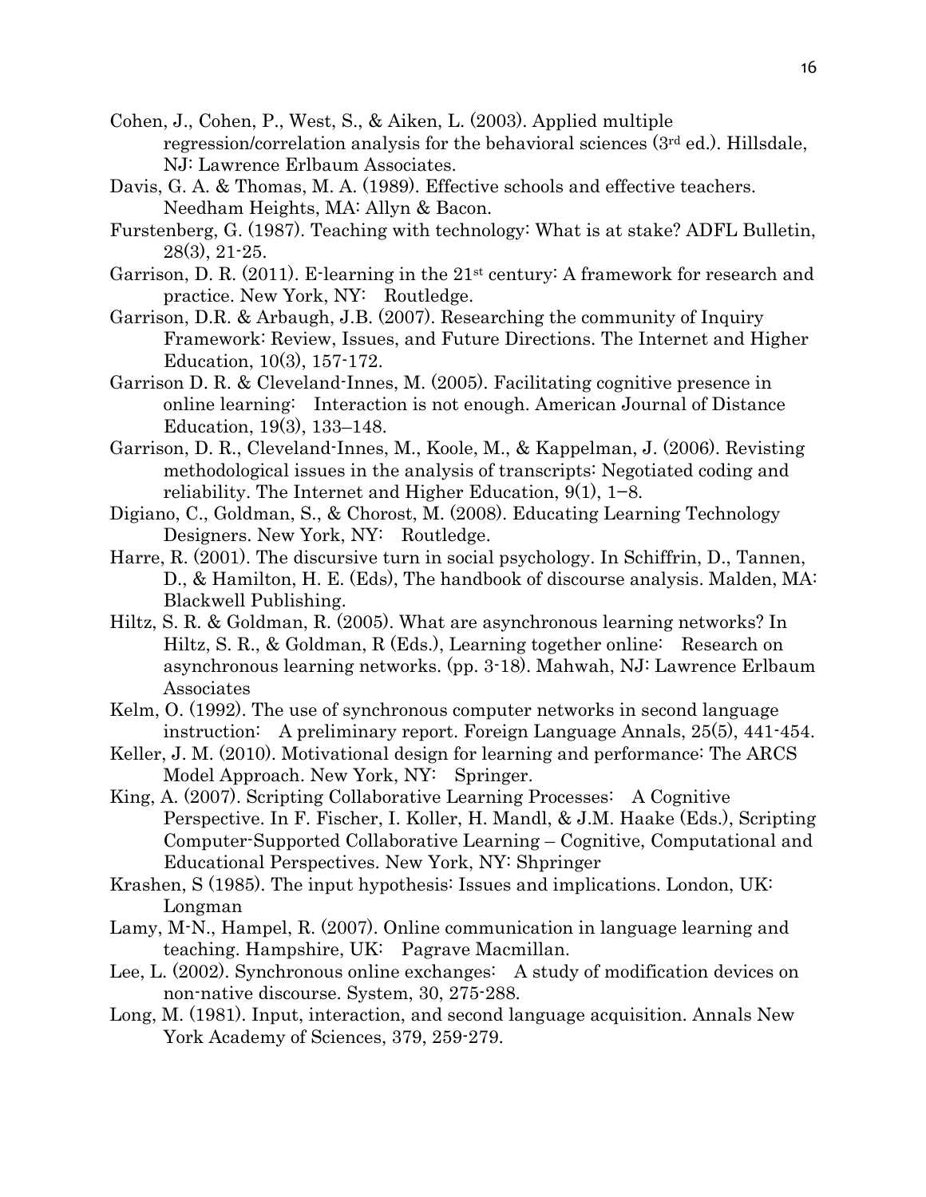Cohen, J., Cohen, P., West, S., & Aiken, L. (2003). Applied multiple regression/correlation analysis for the behavioral sciences (3rd ed.). Hillsdale, NJ: Lawrence Erlbaum Associates.

Davis, G. A. & Thomas, M. A. (1989). Effective schools and effective teachers. Needham Heights, MA: Allyn & Bacon.

Furstenberg, G. (1987). Teaching with technology: What is at stake? ADFL Bulletin, 28(3), 21-25.

Garrison, D. R. (2011). E-learning in the 21st century: A framework for research and practice. New York, NY: Routledge.

Garrison, D.R. & Arbaugh, J.B. (2007). Researching the community of Inquiry Framework: Review, Issues, and Future Directions. The Internet and Higher Education, 10(3), 157-172.

Garrison D. R. & Cleveland-Innes, M. (2005). Facilitating cognitive presence in online learning: Interaction is not enough. American Journal of Distance Education, 19(3), 133–148.

Garrison, D. R., Cleveland-Innes, M., Koole, M., & Kappelman, J. (2006). Revisting methodological issues in the analysis of transcripts: Negotiated coding and reliability. The Internet and Higher Education, 9(1), 1–8.

Digiano, C., Goldman, S., & Chorost, M. (2008). Educating Learning Technology Designers. New York, NY: Routledge.

Harre, R. (2001). The discursive turn in social psychology. In Schiffrin, D., Tannen, D., & Hamilton, H. E. (Eds), The handbook of discourse analysis. Malden, MA: Blackwell Publishing.

Hiltz, S. R. & Goldman, R. (2005). What are asynchronous learning networks? In Hiltz, S. R., & Goldman, R (Eds.), Learning together online: Research on asynchronous learning networks. (pp. 3-18). Mahwah, NJ: Lawrence Erlbaum Associates

Kelm, O. (1992). The use of synchronous computer networks in second language instruction: A preliminary report. Foreign Language Annals, 25(5), 441-454.

Keller, J. M. (2010). Motivational design for learning and performance: The ARCS Model Approach. New York, NY: Springer.

King, A. (2007). Scripting Collaborative Learning Processes: A Cognitive Perspective. In F. Fischer, I. Koller, H. Mandl, & J.M. Haake (Eds.), Scripting Computer-Supported Collaborative Learning – Cognitive, Computational and Educational Perspectives. New York, NY: Shpringer

Krashen, S (1985). The input hypothesis: Issues and implications. London, UK: Longman

Lamy, M-N., Hampel, R. (2007). Online communication in language learning and teaching. Hampshire, UK: Pagrave Macmillan.

Lee, L. (2002). Synchronous online exchanges: A study of modification devices on non-native discourse. System, 30, 275-288.

Long, M. (1981). Input, interaction, and second language acquisition. Annals New York Academy of Sciences, 379, 259-279.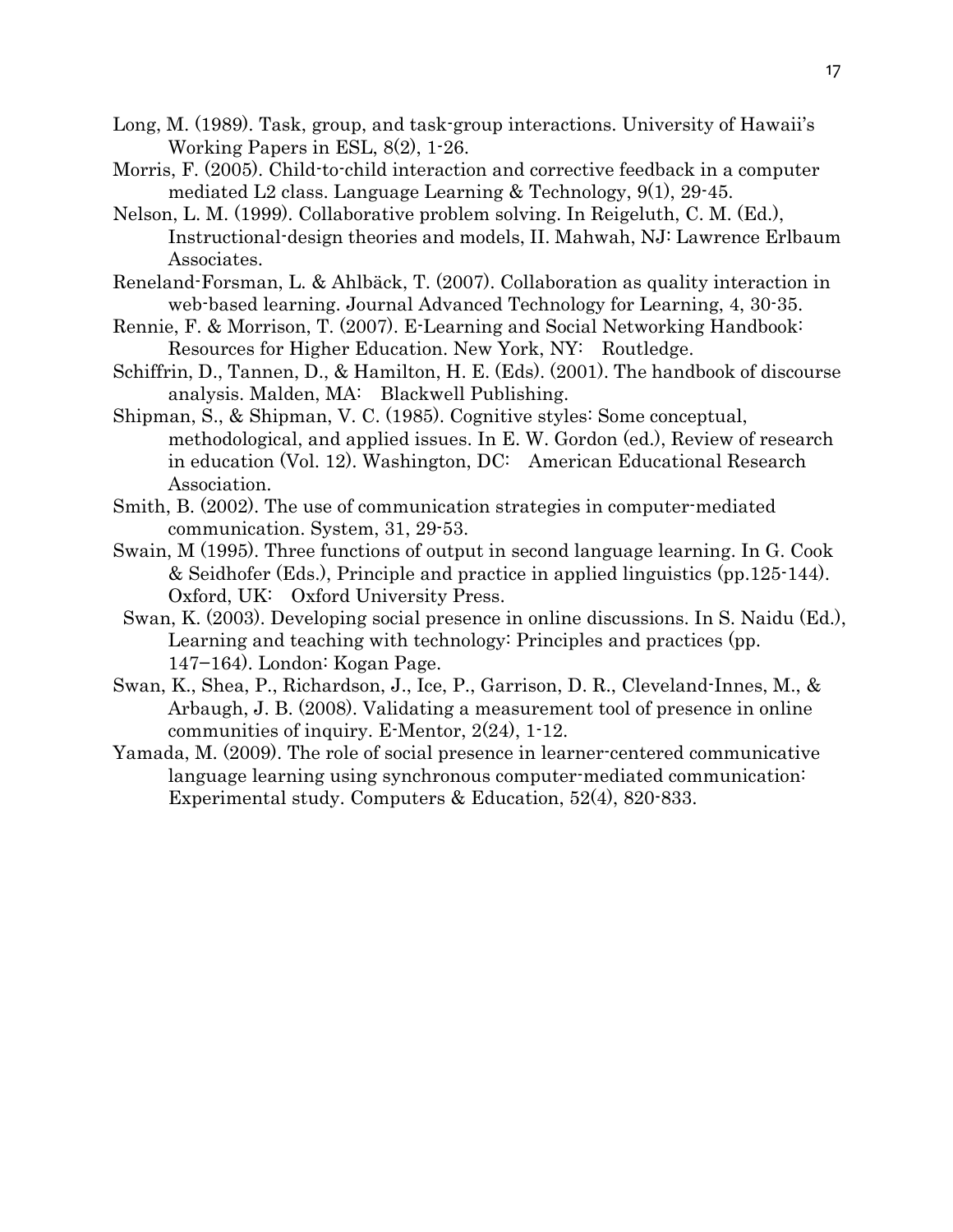Long, M. (1989). Task, group, and task-group interactions. University of Hawaii's Working Papers in ESL, 8(2), 1-26.

Morris, F. (2005). Child-to-child interaction and corrective feedback in a computer mediated L2 class. Language Learning & Technology, 9(1), 29-45.

Nelson, L. M. (1999). Collaborative problem solving. In Reigeluth, C. M. (Ed.), Instructional-design theories and models, II. Mahwah, NJ: Lawrence Erlbaum Associates.

Reneland-Forsman, L. & Ahlbäck, T. (2007). Collaboration as quality interaction in web-based learning. Journal Advanced Technology for Learning, 4, 30-35.

Rennie, F. & Morrison, T. (2007). E-Learning and Social Networking Handbook: Resources for Higher Education. New York, NY: Routledge.

Schiffrin, D., Tannen, D., & Hamilton, H. E. (Eds). (2001). The handbook of discourse analysis. Malden, MA: Blackwell Publishing.

Shipman, S., & Shipman, V. C. (1985). Cognitive styles: Some conceptual, methodological, and applied issues. In E. W. Gordon (ed.), Review of research in education (Vol. 12). Washington, DC: American Educational Research Association.

Smith, B. (2002). The use of communication strategies in computer-mediated communication. System, 31, 29-53.

Swain, M (1995). Three functions of output in second language learning. In G. Cook & Seidhofer (Eds.), Principle and practice in applied linguistics (pp.125-144). Oxford, UK: Oxford University Press.

Swan, K. (2003). Developing social presence in online discussions. In S. Naidu (Ed.), Learning and teaching with technology: Principles and practices (pp. 147–164). London: Kogan Page.

Swan, K., Shea, P., Richardson, J., Ice, P., Garrison, D. R., Cleveland-Innes, M., & Arbaugh, J. B. (2008). Validating a measurement tool of presence in online communities of inquiry. E-Mentor, 2(24), 1-12.

Yamada, M. (2009). The role of social presence in learner-centered communicative language learning using synchronous computer-mediated communication: Experimental study. Computers & Education, 52(4), 820-833.